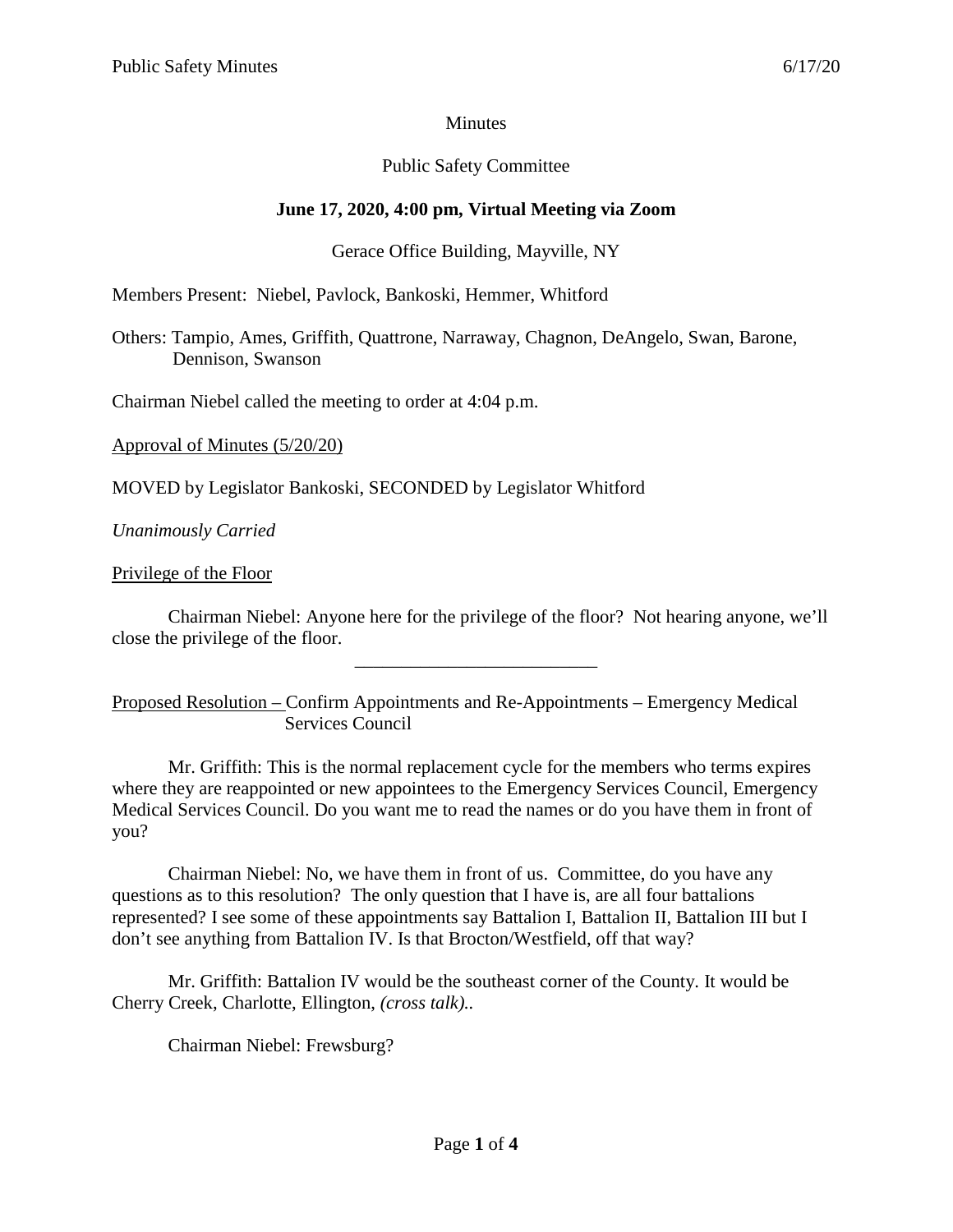Minutes

Public Safety Committee

**June 17, 2020, 4:00 pm, Virtual Meeting via Zoom**

Gerace Office Building, Mayville, NY

Members Present: Niebel, Pavlock, Bankoski, Hemmer, Whitford

Others: Tampio, Ames, Griffith, Quattrone, Narraway, Chagnon, DeAngelo, Swan, Barone, Dennison, Swanson

Chairman Niebel called the meeting to order at 4:04 p.m.

Approval of Minutes (5/20/20)

MOVED by Legislator Bankoski, SECONDED by Legislator Whitford

*Unanimously Carried*

Privilege of the Floor

Chairman Niebel: Anyone here for the privilege of the floor? Not hearing anyone, we'll close the privilege of the floor.

---

Proposed Resolution – Confirm Appointments and Re-Appointments – Emergency Medical Services Council

Mr. Griffith: This is the normal replacement cycle for the members who terms expires where they are reappointed or new appointees to the Emergency Services Council, Emergency Medical Services Council. Do you want me to read the names or do you have them in front of you?

Chairman Niebel: No, we have them in front of us. Committee, do you have any questions as to this resolution? The only question that I have is, are all four battalions represented? I see some of these appointments say Battalion I, Battalion II, Battalion III but I don't see anything from Battalion IV. Is that Brocton/Westfield, off that way?

Mr. Griffith: Battalion IV would be the southeast corner of the County. It would be Cherry Creek, Charlotte, Ellington, *(cross talk)*..

Chairman Niebel: Frewsburg?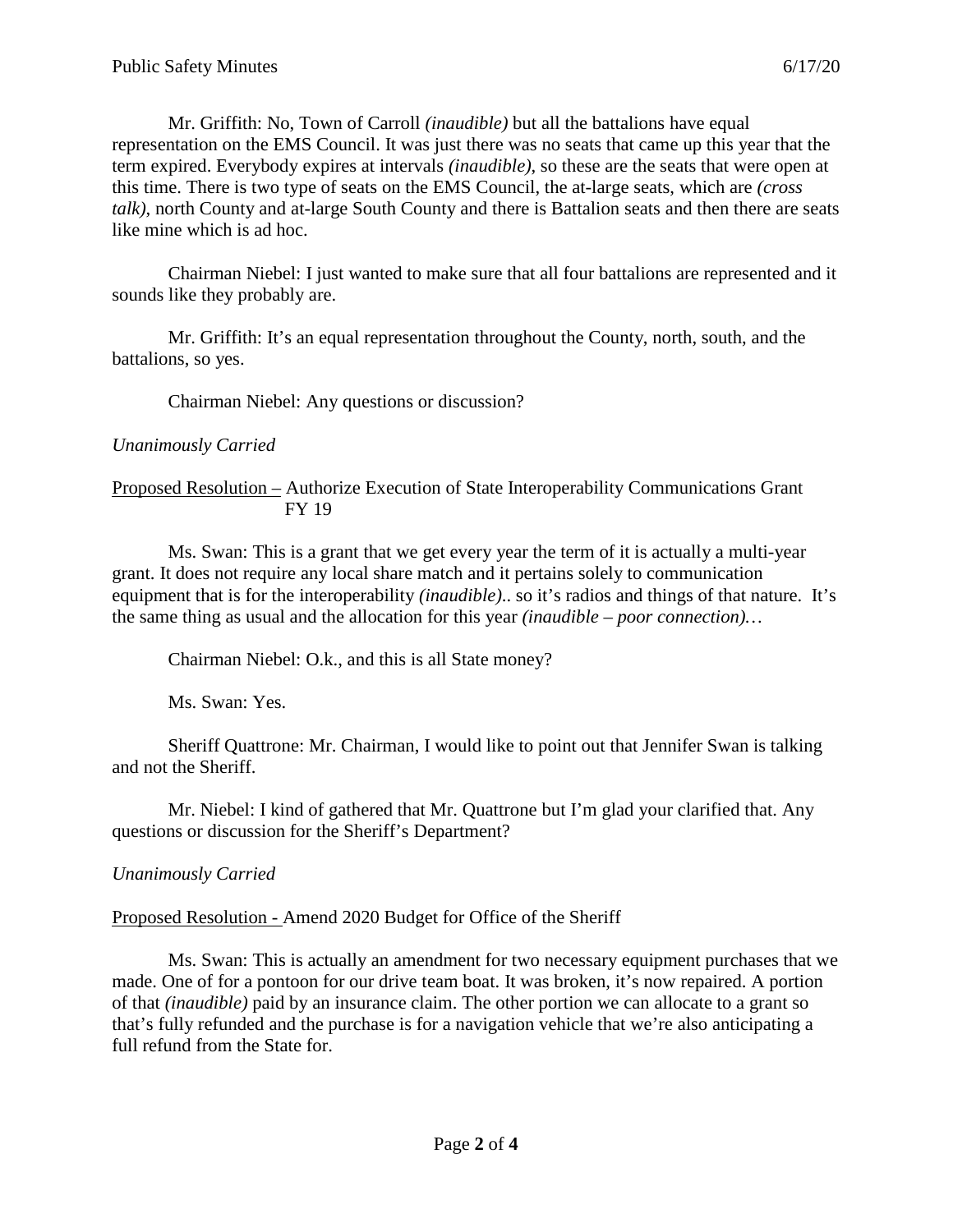Mr. Griffith: No, Town of Carroll *(inaudible)* but all the battalions have equal representation on the EMS Council. It was just there was no seats that came up this year that the term expired. Everybody expires at intervals *(inaudible)*, so these are the seats that were open at this time. There is two type of seats on the EMS Council, the at-large seats, which are *(cross talk)*, north County and at-large South County and there is Battalion seats and then there are seats like mine which is ad hoc.

Chairman Niebel: I just wanted to make sure that all four battalions are represented and it sounds like they probably are.

Mr. Griffith: It's an equal representation throughout the County, north, south, and the battalions, so yes.

Chairman Niebel: Any questions or discussion?

*Unanimously Carried*

<u>Proposed Resolution –</u> Authorize Execution of State Interoperability Communications Grant FY 19

Ms. Swan: This is a grant that we get every year the term of it is actually a multi-year grant. It does not require any local share match and it pertains solely to communication equipment that is for the interoperability *(inaudible)*.. so it's radios and things of that nature. It's the same thing as usual and the allocation for this year *(inaudible – poor connection)…*

Chairman Niebel: O.k., and this is all State money?

Ms. Swan: Yes.

Sheriff Quattrone: Mr. Chairman, I would like to point out that Jennifer Swan is talking and not the Sheriff.

Mr. Niebel: I kind of gathered that Mr. Quattrone but I'm glad your clarified that. Any questions or discussion for the Sheriff's Department?

*Unanimously Carried*

<u>Proposed Resolution -</u> Amend 2020 Budget for Office of the Sheriff

Ms. Swan: This is actually an amendment for two necessary equipment purchases that we made. One of for a pontoon for our drive team boat. It was broken, it's now repaired. A portion of that *(inaudible)* paid by an insurance claim. The other portion we can allocate to a grant so that's fully refunded and the purchase is for a navigation vehicle that we're also anticipating a full refund from the State for.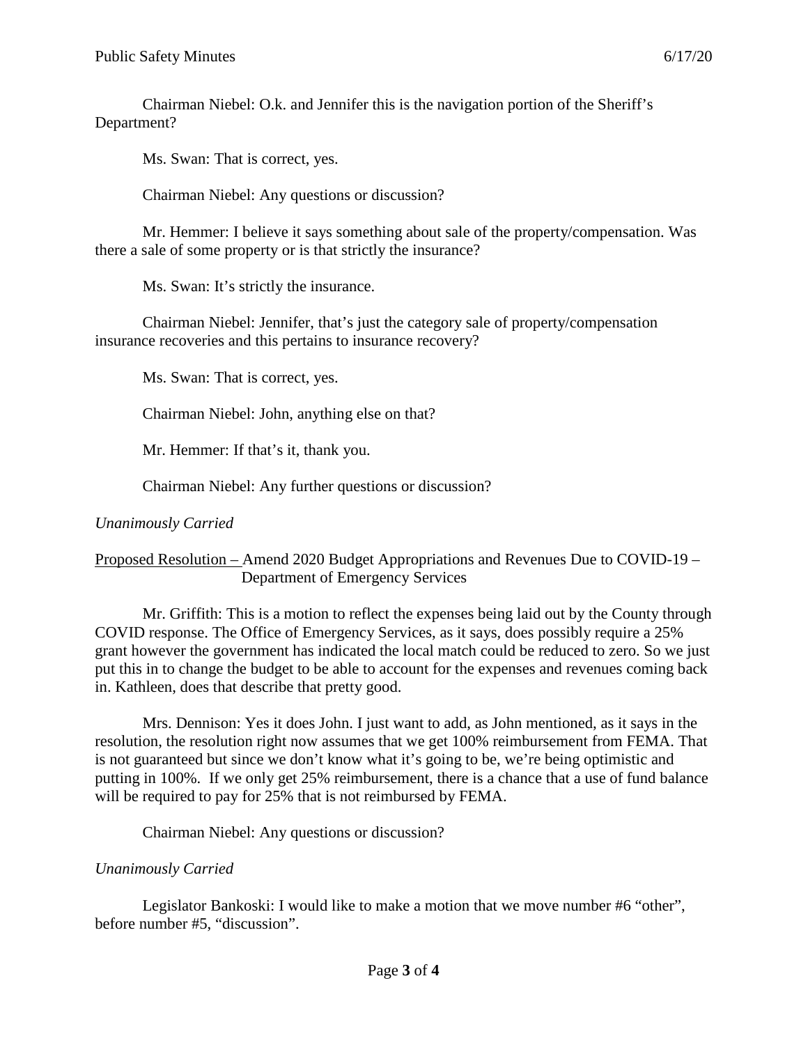Chairman Niebel: O.k. and Jennifer this is the navigation portion of the Sheriff's Department?

Ms. Swan: That is correct, yes.

Chairman Niebel: Any questions or discussion?

Mr. Hemmer: I believe it says something about sale of the property/compensation. Was there a sale of some property or is that strictly the insurance?

Ms. Swan: It's strictly the insurance.

Chairman Niebel: Jennifer, that's just the category sale of property/compensation insurance recoveries and this pertains to insurance recovery?

Ms. Swan: That is correct, yes.

Chairman Niebel: John, anything else on that?

Mr. Hemmer: If that's it, thank you.

Chairman Niebel: Any further questions or discussion?

*Unanimously Carried*

<u>Proposed Resolution –</u> Amend 2020 Budget Appropriations and Revenues Due to COVID-19 – Department of Emergency Services

Mr. Griffith: This is a motion to reflect the expenses being laid out by the County through COVID response. The Office of Emergency Services, as it says, does possibly require a 25% grant however the government has indicated the local match could be reduced to zero. So we just put this in to change the budget to be able to account for the expenses and revenues coming back in. Kathleen, does that describe that pretty good.

Mrs. Dennison: Yes it does John. I just want to add, as John mentioned, as it says in the resolution, the resolution right now assumes that we get 100% reimbursement from FEMA. That is not guaranteed but since we don't know what it's going to be, we're being optimistic and putting in 100%. If we only get 25% reimbursement, there is a chance that a use of fund balance will be required to pay for 25% that is not reimbursed by FEMA.

Chairman Niebel: Any questions or discussion?

*Unanimously Carried*

Legislator Bankoski: I would like to make a motion that we move number #6 "other", before number #5, "discussion".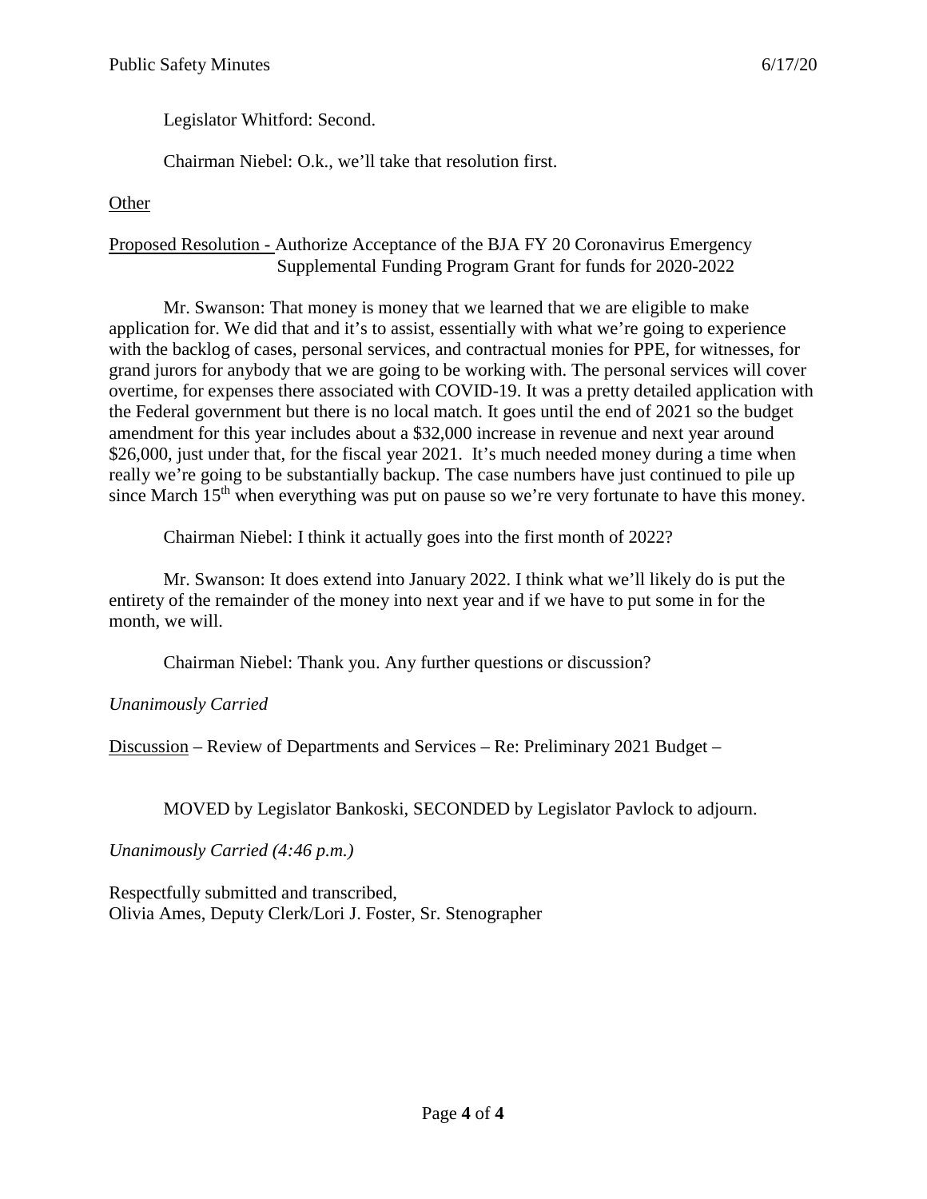Legislator Whitford: Second.

Chairman Niebel: O.k., we'll take that resolution first.

Other

Proposed Resolution - Authorize Acceptance of the BJA FY 20 Coronavirus Emergency Supplemental Funding Program Grant for funds for 2020-2022

Mr. Swanson: That money is money that we learned that we are eligible to make application for. We did that and it's to assist, essentially with what we're going to experience with the backlog of cases, personal services, and contractual monies for PPE, for witnesses, for grand jurors for anybody that we are going to be working with. The personal services will cover overtime, for expenses there associated with COVID-19. It was a pretty detailed application with the Federal government but there is no local match. It goes until the end of 2021 so the budget amendment for this year includes about a $32,000 increase in revenue and next year around $26,000, just under that, for the fiscal year 2021. It's much needed money during a time when really we're going to be substantially backup. The case numbers have just continued to pile up since March 15th when everything was put on pause so we're very fortunate to have this money.

Chairman Niebel: I think it actually goes into the first month of 2022?

Mr. Swanson: It does extend into January 2022. I think what we'll likely do is put the entirety of the remainder of the money into next year and if we have to put some in for the month, we will.

Chairman Niebel: Thank you. Any further questions or discussion?

*Unanimously Carried*

Discussion – Review of Departments and Services – Re: Preliminary 2021 Budget –

MOVED by Legislator Bankoski, SECONDED by Legislator Pavlock to adjourn.

*Unanimously Carried (4:46 p.m.)*

Respectfully submitted and transcribed,
Olivia Ames, Deputy Clerk/Lori J. Foster, Sr. Stenographer